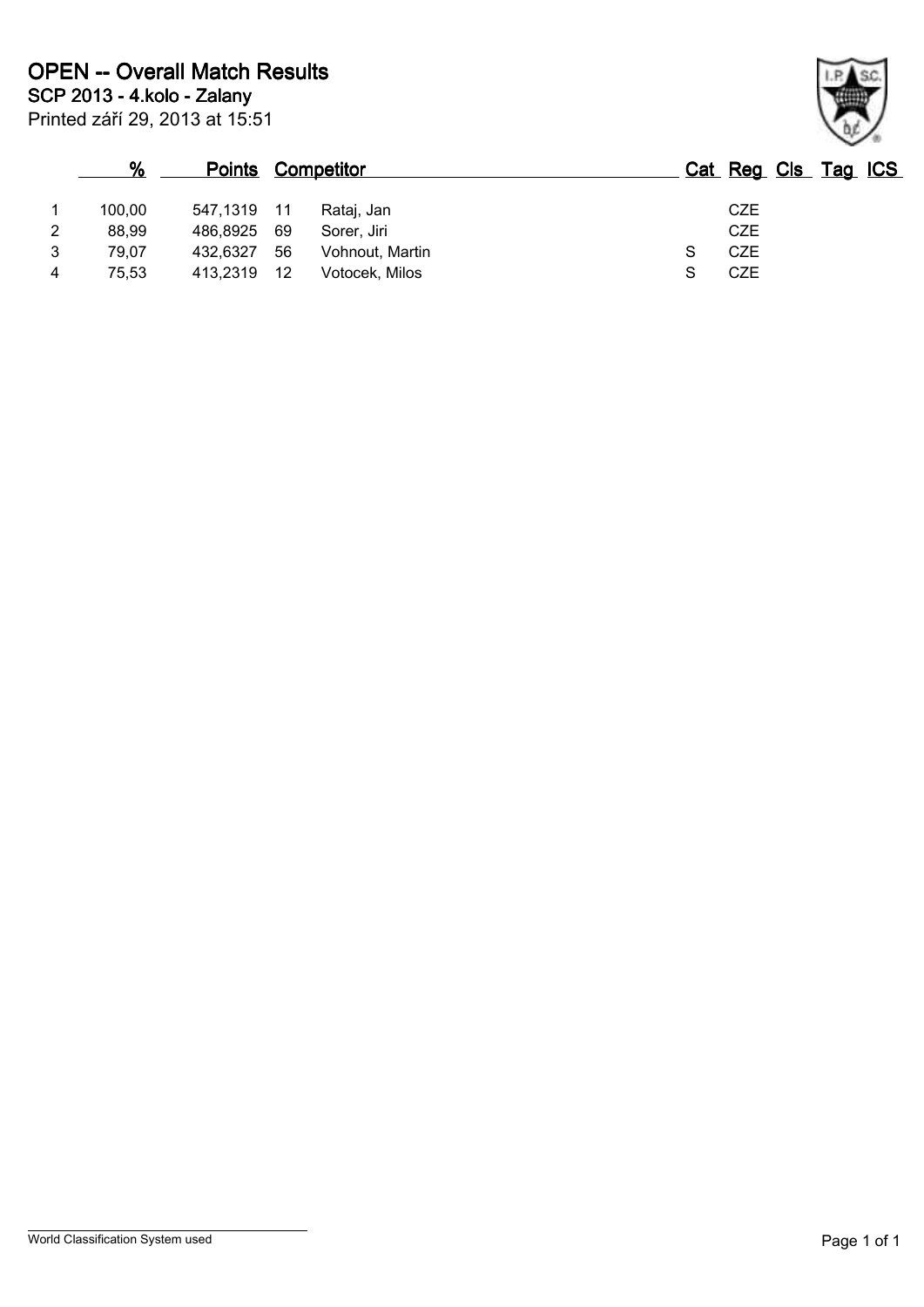# OPEN -- Overall Match Results

## SCP 2013 - 4.kolo - Zalany

Printed září 29, 2013 at 15:51

| | % | Points | | Competitor | Cat | Reg | Cls | Tag | ICS |
|---|---|---|---|---|---|---|---|---|---|
| 1 | 100,00 | 547,1319 | 11 | Rataj, Jan | | CZE | | | |
| 2 | 88,99 | 486,8925 | 69 | Sorer, Jiri | | CZE | | | |
| 3 | 79,07 | 432,6327 | 56 | Vohnout, Martin | S | CZE | | | |
| 4 | 75,53 | 413,2319 | 12 | Votocek, Milos | S | CZE | | | |

World Classification System used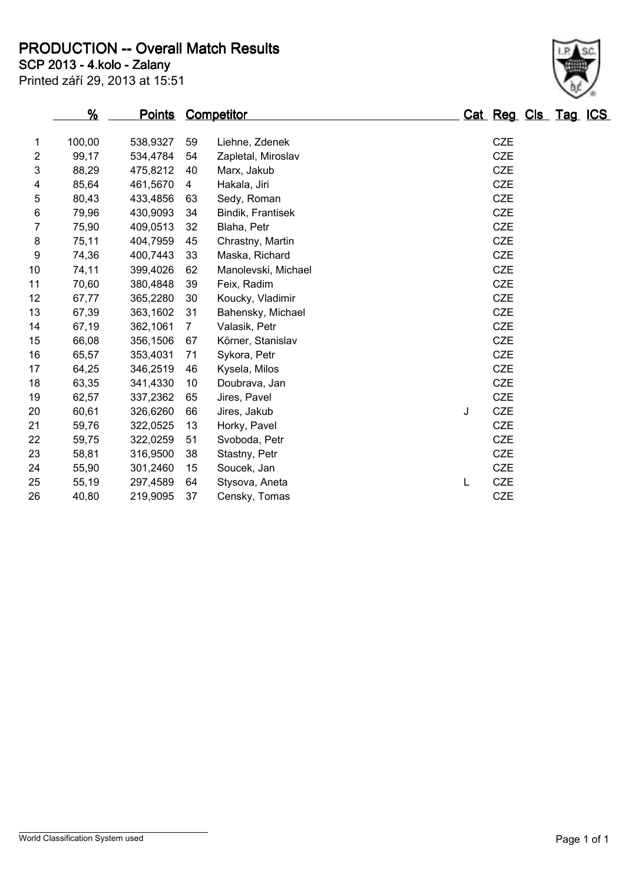# PRODUCTION -- Overall Match Results

**SCP 2013 - 4.kolo - Zalany**

Printed září 29, 2013 at 15:51

| | % | Points | | Competitor | Cat | Reg | Cls | Tag | ICS |
|---|---|---|---|---|---|---|---|---|---|
| 1 | 100,00 | 538,9327 | 59 | Liehne, Zdenek | | CZE | | | |
| 2 | 99,17 | 534,4784 | 54 | Zapletal, Miroslav | | CZE | | | |
| 3 | 88,29 | 475,8212 | 40 | Marx, Jakub | | CZE | | | |
| 4 | 85,64 | 461,5670 | 4 | Hakala, Jiri | | CZE | | | |
| 5 | 80,43 | 433,4856 | 63 | Sedy, Roman | | CZE | | | |
| 6 | 79,96 | 430,9093 | 34 | Bindik, Frantisek | | CZE | | | |
| 7 | 75,90 | 409,0513 | 32 | Blaha, Petr | | CZE | | | |
| 8 | 75,11 | 404,7959 | 45 | Chrastny, Martin | | CZE | | | |
| 9 | 74,36 | 400,7443 | 33 | Maska, Richard | | CZE | | | |
| 10 | 74,11 | 399,4026 | 62 | Manolevski, Michael | | CZE | | | |
| 11 | 70,60 | 380,4848 | 39 | Feix, Radim | | CZE | | | |
| 12 | 67,77 | 365,2280 | 30 | Koucky, Vladimir | | CZE | | | |
| 13 | 67,39 | 363,1602 | 31 | Bahensky, Michael | | CZE | | | |
| 14 | 67,19 | 362,1061 | 7 | Valasik, Petr | | CZE | | | |
| 15 | 66,08 | 356,1506 | 67 | Körner, Stanislav | | CZE | | | |
| 16 | 65,57 | 353,4031 | 71 | Sykora, Petr | | CZE | | | |
| 17 | 64,25 | 346,2519 | 46 | Kysela, Milos | | CZE | | | |
| 18 | 63,35 | 341,4330 | 10 | Doubrava, Jan | | CZE | | | |
| 19 | 62,57 | 337,2362 | 65 | Jires, Pavel | | CZE | | | |
| 20 | 60,61 | 326,6260 | 66 | Jires, Jakub | J | CZE | | | |
| 21 | 59,76 | 322,0525 | 13 | Horky, Pavel | | CZE | | | |
| 22 | 59,75 | 322,0259 | 51 | Svoboda, Petr | | CZE | | | |
| 23 | 58,81 | 316,9500 | 38 | Stastny, Petr | | CZE | | | |
| 24 | 55,90 | 301,2460 | 15 | Soucek, Jan | | CZE | | | |
| 25 | 55,19 | 297,4589 | 64 | Stysova, Aneta | L | CZE | | | |
| 26 | 40,80 | 219,9095 | 37 | Censky, Tomas | | CZE | | | |

World Classification System used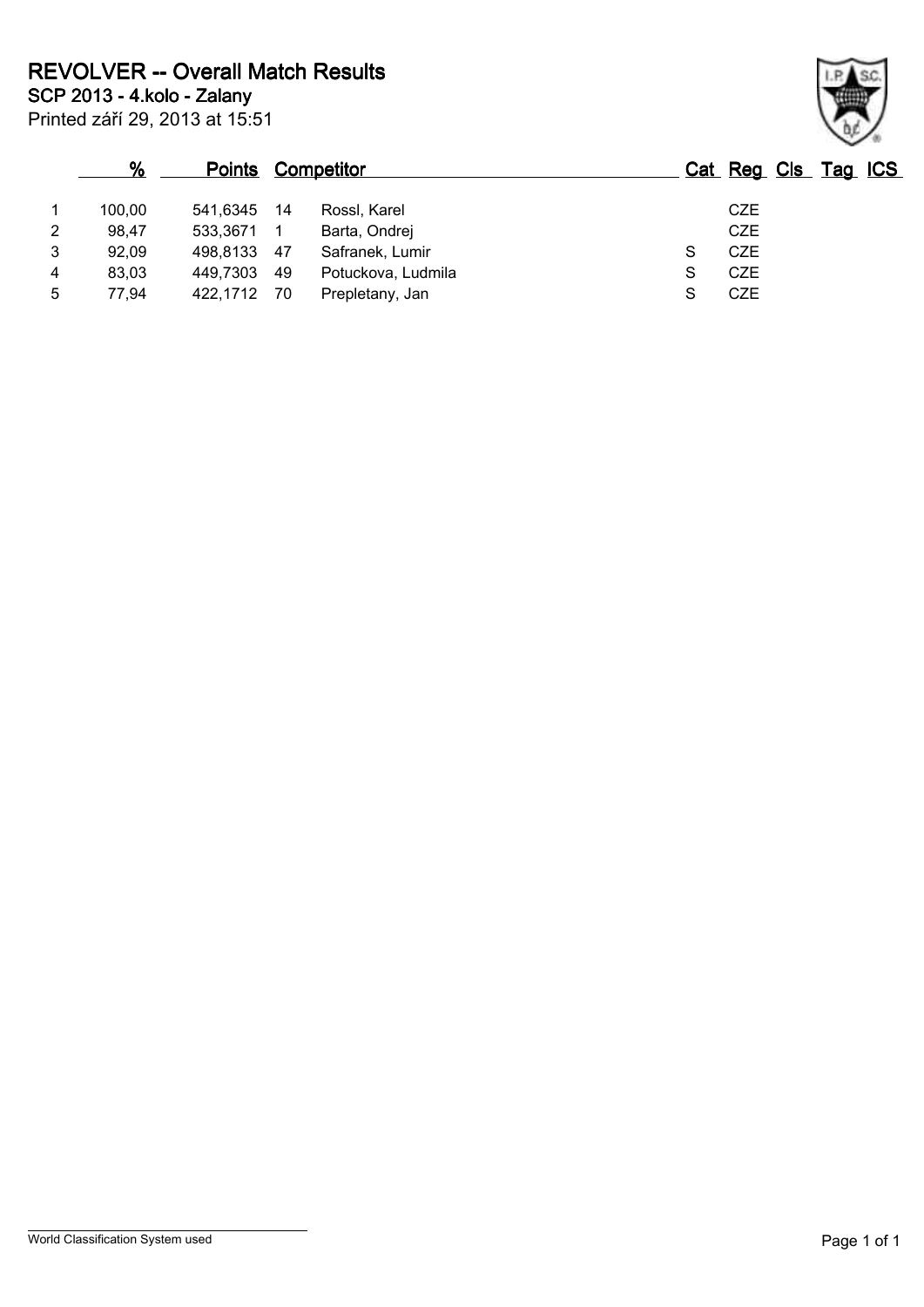# REVOLVER -- Overall Match Results

**SCP 2013 - 4.kolo - Zalany**

Printed září 29, 2013 at 15:51

| | % | Points | Competitor | | Cat | Reg | Cls | Tag | ICS |
|---|---|---|---|---|---|---|---|---|---|
| 1 | 100,00 | 541,6345 | 14 | Rossl, Karel | | CZE | | | |
| 2 | 98,47 | 533,3671 | 1 | Barta, Ondrej | | CZE | | | |
| 3 | 92,09 | 498,8133 | 47 | Safranek, Lumir | S | CZE | | | |
| 4 | 83,03 | 449,7303 | 49 | Potuckova, Ludmila | S | CZE | | | |
| 5 | 77,94 | 422,1712 | 70 | Prepletany, Jan | S | CZE | | | |

World Classification System used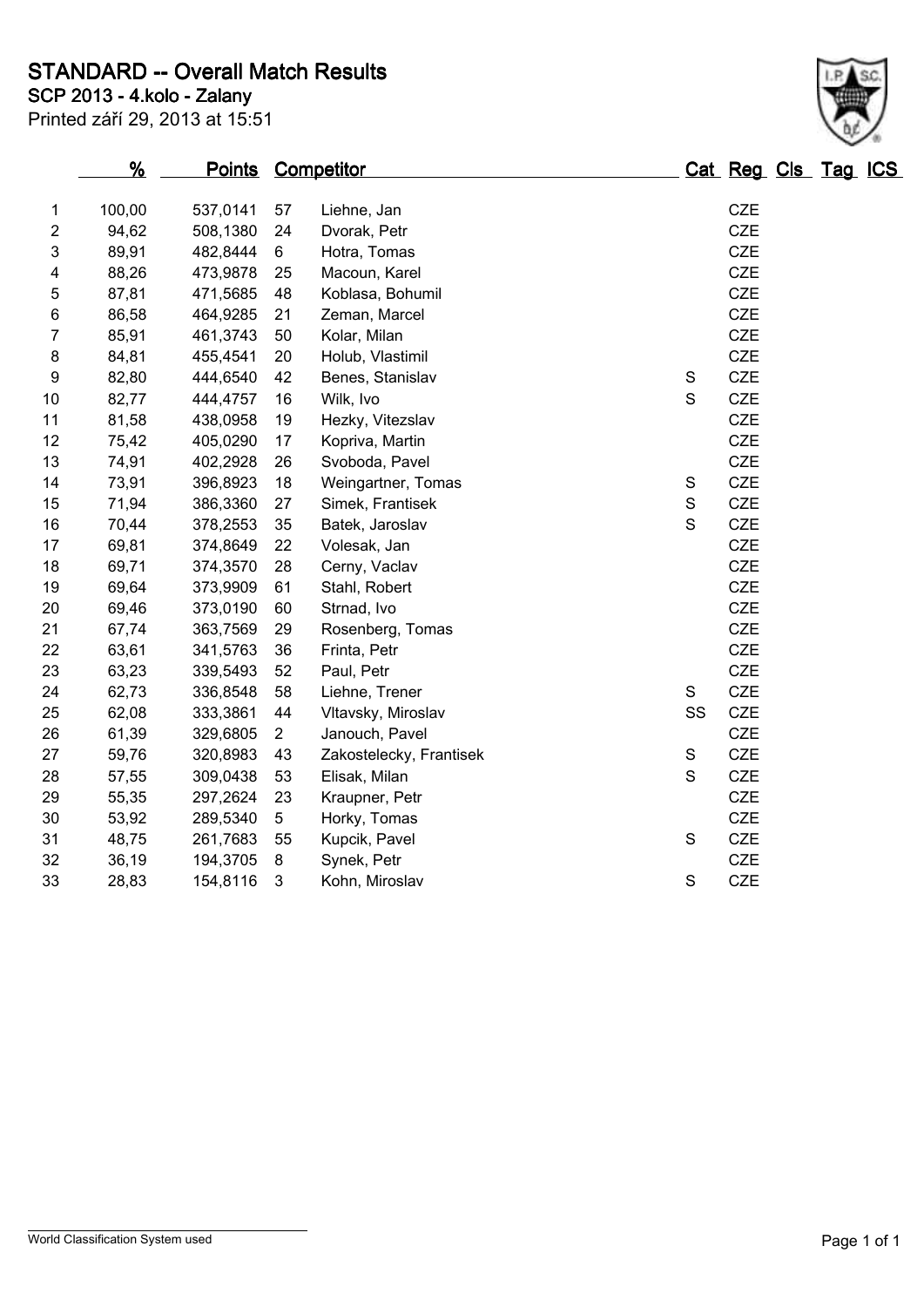# STANDARD -- Overall Match Results

## SCP 2013 - 4.kolo - Zalany

Printed září 29, 2013 at 15:51

| | % | Points | Competitor | | Cat | Reg | Cls | Tag | ICS |
|---|---|---|---|---|---|---|---|---|---|
| 1 | 100,00 | 537,0141 | 57 | Liehne, Jan | | CZE | | | |
| 2 | 94,62 | 508,1380 | 24 | Dvorak, Petr | | CZE | | | |
| 3 | 89,91 | 482,8444 | 6 | Hotra, Tomas | | CZE | | | |
| 4 | 88,26 | 473,9878 | 25 | Macoun, Karel | | CZE | | | |
| 5 | 87,81 | 471,5685 | 48 | Koblasa, Bohumil | | CZE | | | |
| 6 | 86,58 | 464,9285 | 21 | Zeman, Marcel | | CZE | | | |
| 7 | 85,91 | 461,3743 | 50 | Kolar, Milan | | CZE | | | |
| 8 | 84,81 | 455,4541 | 20 | Holub, Vlastimil | | CZE | | | |
| 9 | 82,80 | 444,6540 | 42 | Benes, Stanislav | S | CZE | | | |
| 10 | 82,77 | 444,4757 | 16 | Wilk, Ivo | S | CZE | | | |
| 11 | 81,58 | 438,0958 | 19 | Hezky, Vitezslav | | CZE | | | |
| 12 | 75,42 | 405,0290 | 17 | Kopriva, Martin | | CZE | | | |
| 13 | 74,91 | 402,2928 | 26 | Svoboda, Pavel | | CZE | | | |
| 14 | 73,91 | 396,8923 | 18 | Weingartner, Tomas | S | CZE | | | |
| 15 | 71,94 | 386,3360 | 27 | Simek, Frantisek | S | CZE | | | |
| 16 | 70,44 | 378,2553 | 35 | Batek, Jaroslav | S | CZE | | | |
| 17 | 69,81 | 374,8649 | 22 | Volesak, Jan | | CZE | | | |
| 18 | 69,71 | 374,3570 | 28 | Cerny, Vaclav | | CZE | | | |
| 19 | 69,64 | 373,9909 | 61 | Stahl, Robert | | CZE | | | |
| 20 | 69,46 | 373,0190 | 60 | Strnad, Ivo | | CZE | | | |
| 21 | 67,74 | 363,7569 | 29 | Rosenberg, Tomas | | CZE | | | |
| 22 | 63,61 | 341,5763 | 36 | Frinta, Petr | | CZE | | | |
| 23 | 63,23 | 339,5493 | 52 | Paul, Petr | | CZE | | | |
| 24 | 62,73 | 336,8548 | 58 | Liehne, Trener | S | CZE | | | |
| 25 | 62,08 | 333,3861 | 44 | Vltavsky, Miroslav | SS | CZE | | | |
| 26 | 61,39 | 329,6805 | 2 | Janouch, Pavel | | CZE | | | |
| 27 | 59,76 | 320,8983 | 43 | Zakostelecky, Frantisek | S | CZE | | | |
| 28 | 57,55 | 309,0438 | 53 | Elisak, Milan | S | CZE | | | |
| 29 | 55,35 | 297,2624 | 23 | Kraupner, Petr | | CZE | | | |
| 30 | 53,92 | 289,5340 | 5 | Horky, Tomas | | CZE | | | |
| 31 | 48,75 | 261,7683 | 55 | Kupcik, Pavel | S | CZE | | | |
| 32 | 36,19 | 194,3705 | 8 | Synek, Petr | | CZE | | | |
| 33 | 28,83 | 154,8116 | 3 | Kohn, Miroslav | S | CZE | | | |

World Classification System used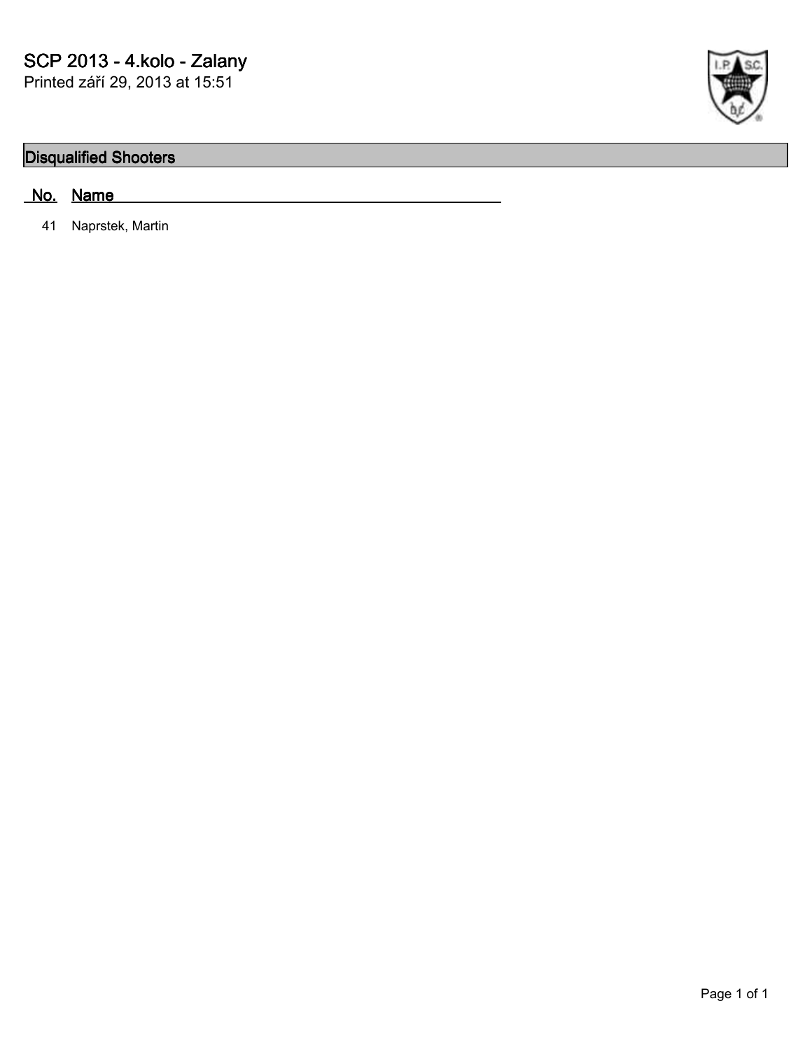# SCP 2013 - 4.kolo - Zalany

Printed září 29, 2013 at 15:51

## Disqualified Shooters

| No. | Name |
|---|---|
| 41 | Naprstek, Martin |